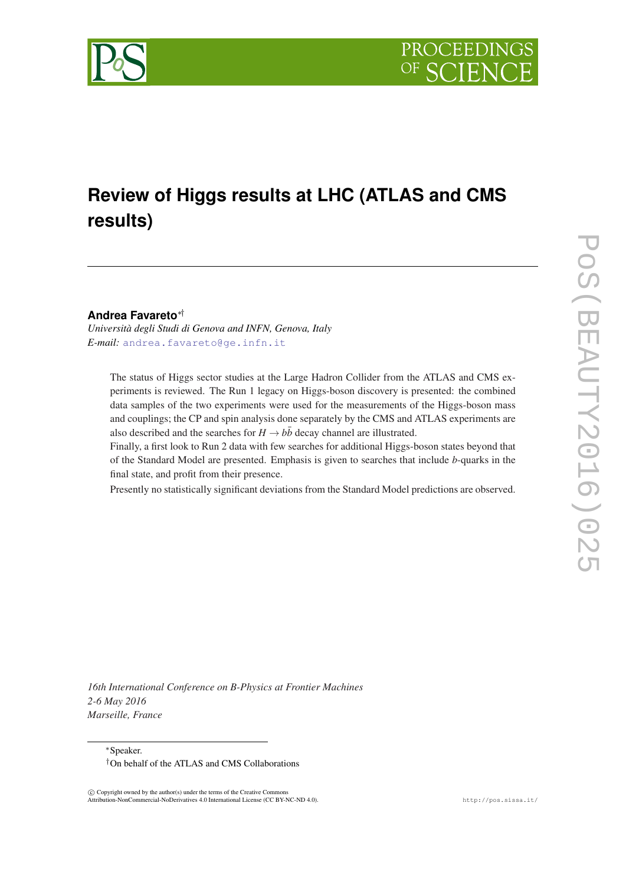# Review of Higgs results at LHC (ATLAS and CMS results)

**Andrea Favareto**[*†]

*Università degli Studi di Genova and INFN, Genova, Italy*

*E-mail:* andrea.favareto@ge.infn.it

The status of Higgs sector studies at the Large Hadron Collider from the ATLAS and CMS experiments is reviewed. The Run 1 legacy on Higgs-boson discovery is presented: the combined data samples of the two experiments were used for the measurements of the Higgs-boson mass and couplings; the CP and spin analysis done separately by the CMS and ATLAS experiments are also described and the searches for $H \rightarrow b\bar{b}$ decay channel are illustrated.

Finally, a first look to Run 2 data with few searches for additional Higgs-boson states beyond that of the Standard Model are presented. Emphasis is given to searches that include $b$-quarks in the final state, and profit from their presence.

Presently no statistically significant deviations from the Standard Model predictions are observed.

*16th International Conference on B-Physics at Frontier Machines*
*2-6 May 2016*
*Marseille, France*

[*]Speaker.
[†]On behalf of the ATLAS and CMS Collaborations

© Copyright owned by the author(s) under the terms of the Creative Commons Attribution-NonCommercial-NoDerivatives 4.0 International License (CC BY-NC-ND 4.0).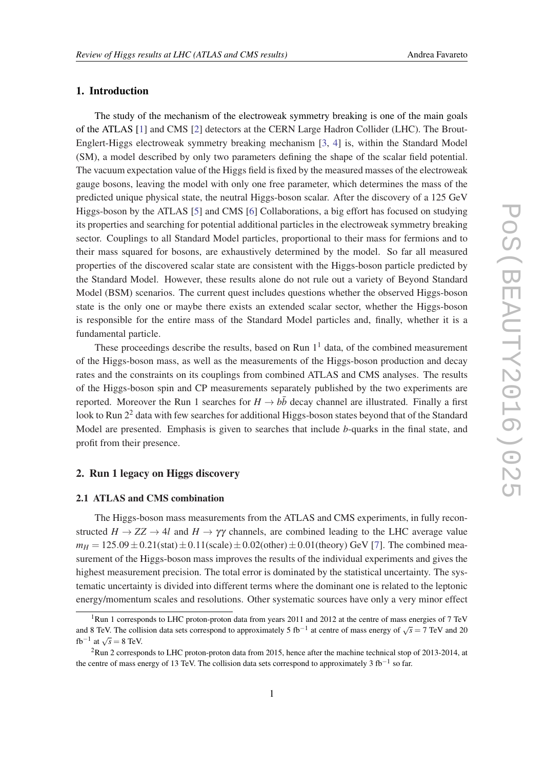## 1. Introduction

The study of the mechanism of the electroweak symmetry breaking is one of the main goals of the ATLAS [1] and CMS [2] detectors at the CERN Large Hadron Collider (LHC). The Brout-Englert-Higgs electroweak symmetry breaking mechanism [3, 4] is, within the Standard Model (SM), a model described by only two parameters defining the shape of the scalar field potential. The vacuum expectation value of the Higgs field is fixed by the measured masses of the electroweak gauge bosons, leaving the model with only one free parameter, which determines the mass of the predicted unique physical state, the neutral Higgs-boson scalar. After the discovery of a 125 GeV Higgs-boson by the ATLAS [5] and CMS [6] Collaborations, a big effort has focused on studying its properties and searching for potential additional particles in the electroweak symmetry breaking sector. Couplings to all Standard Model particles, proportional to their mass for fermions and to their mass squared for bosons, are exhaustively determined by the model. So far all measured properties of the discovered scalar state are consistent with the Higgs-boson particle predicted by the Standard Model. However, these results alone do not rule out a variety of Beyond Standard Model (BSM) scenarios. The current quest includes questions whether the observed Higgs-boson state is the only one or maybe there exists an extended scalar sector, whether the Higgs-boson is responsible for the entire mass of the Standard Model particles and, finally, whether it is a fundamental particle.

These proceedings describe the results, based on Run 1[1] data, of the combined measurement of the Higgs-boson mass, as well as the measurements of the Higgs-boson production and decay rates and the constraints on its couplings from combined ATLAS and CMS analyses. The results of the Higgs-boson spin and CP measurements separately published by the two experiments are reported. Moreover the Run 1 searches for $H \to b\bar{b}$ decay channel are illustrated. Finally a first look to Run 2[2] data with few searches for additional Higgs-boson states beyond that of the Standard Model are presented. Emphasis is given to searches that include *b*-quarks in the final state, and profit from their presence.

## 2. Run 1 legacy on Higgs discovery

### 2.1 ATLAS and CMS combination

The Higgs-boson mass measurements from the ATLAS and CMS experiments, in fully reconstructed $H \to ZZ \to 4l$ and $H \to \gamma\gamma$ channels, are combined leading to the LHC average value $m_H = 125.09 \pm 0.21(\text{stat}) \pm 0.11(\text{scale}) \pm 0.02(\text{other}) \pm 0.01(\text{theory})$ GeV [7]. The combined measurement of the Higgs-boson mass improves the results of the individual experiments and gives the highest measurement precision. The total error is dominated by the statistical uncertainty. The systematic uncertainty is divided into different terms where the dominant one is related to the leptonic energy/momentum scales and resolutions. Other systematic sources have only a very minor effect

[1] Run 1 corresponds to LHC proton-proton data from years 2011 and 2012 at the centre of mass energies of 7 TeV and 8 TeV. The collision data sets correspond to approximately 5 fb$^{-1}$ at centre of mass energy of $\sqrt{s} = 7$ TeV and 20 fb$^{-1}$ at $\sqrt{s} = 8$ TeV.

[2] Run 2 corresponds to LHC proton-proton data from 2015, hence after the machine technical stop of 2013-2014, at the centre of mass energy of 13 TeV. The collision data sets correspond to approximately 3 fb$^{-1}$ so far.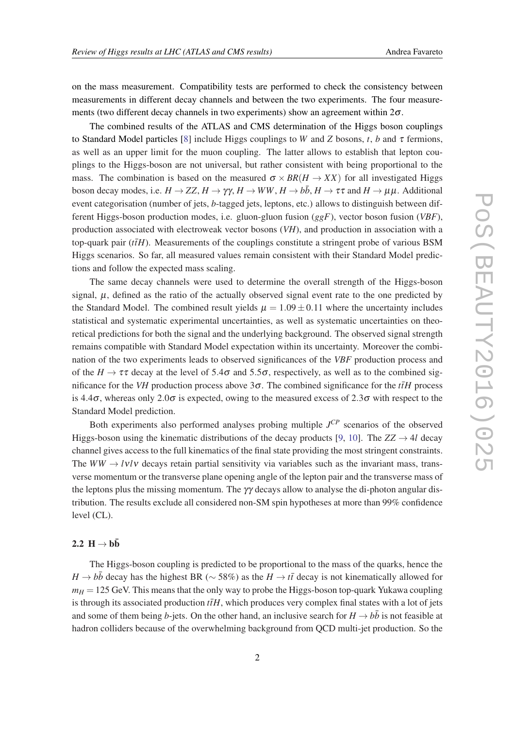on the mass measurement. Compatibility tests are performed to check the consistency between measurements in different decay channels and between the two experiments. The four measurements (two different decay channels in two experiments) show an agreement within $2\sigma$.

The combined results of the ATLAS and CMS determination of the Higgs boson couplings to Standard Model particles [8] include Higgs couplings to $W$ and $Z$ bosons, $t$, $b$ and $\tau$ fermions, as well as an upper limit for the muon coupling. The latter allows to establish that lepton couplings to the Higgs-boson are not universal, but rather consistent with being proportional to the mass. The combination is based on the measured $\sigma \times BR(H \to XX)$ for all investigated Higgs boson decay modes, i.e. $H \to ZZ$, $H \to \gamma\gamma$, $H \to WW$, $H \to b\bar{b}$, $H \to \tau\tau$ and $H \to \mu\mu$. Additional event categorisation (number of jets, $b$-tagged jets, leptons, etc.) allows to distinguish between different Higgs-boson production modes, i.e. gluon-gluon fusion (*ggF*), vector boson fusion (*VBF*), production associated with electroweak vector bosons (*VH*), and production in association with a top-quark pair ($t\bar{t}H$). Measurements of the couplings constitute a stringent probe of various BSM Higgs scenarios. So far, all measured values remain consistent with their Standard Model predictions and follow the expected mass scaling.

The same decay channels were used to determine the overall strength of the Higgs-boson signal, $\mu$, defined as the ratio of the actually observed signal event rate to the one predicted by the Standard Model. The combined result yields $\mu = 1.09 \pm 0.11$ where the uncertainty includes statistical and systematic experimental uncertainties, as well as systematic uncertainties on theoretical predictions for both the signal and the underlying background. The observed signal strength remains compatible with Standard Model expectation within its uncertainty. Moreover the combination of the two experiments leads to observed significances of the *VBF* production process and of the $H \to \tau\tau$ decay at the level of $5.4\sigma$ and $5.5\sigma$, respectively, as well as to the combined significance for the *VH* production process above $3\sigma$. The combined significance for the $t\bar{t}H$ process is $4.4\sigma$, whereas only $2.0\sigma$ is expected, owing to the measured excess of $2.3\sigma$ with respect to the Standard Model prediction.

Both experiments also performed analyses probing multiple $J^{CP}$ scenarios of the observed Higgs-boson using the kinematic distributions of the decay products [9, 10]. The $ZZ \to 4l$ decay channel gives access to the full kinematics of the final state providing the most stringent constraints. The $WW \to l\nu l\nu$ decays retain partial sensitivity via variables such as the invariant mass, transverse momentum or the transverse plane opening angle of the lepton pair and the transverse mass of the leptons plus the missing momentum. The $\gamma\gamma$ decays allow to analyse the di-photon angular distribution. The results exclude all considered non-SM spin hypotheses at more than 99% confidence level (CL).

### 2.2 $\mathbf{H \to b\bar{b}}$

The Higgs-boson coupling is predicted to be proportional to the mass of the quarks, hence the $H \to b\bar{b}$ decay has the highest BR ($\sim 58\%$) as the $H \to t\bar{t}$ decay is not kinematically allowed for $m_H = 125$ GeV. This means that the only way to probe the Higgs-boson top-quark Yukawa coupling is through its associated production $t\bar{t}H$, which produces very complex final states with a lot of jets and some of them being $b$-jets. On the other hand, an inclusive search for $H \to b\bar{b}$ is not feasible at hadron colliders because of the overwhelming background from QCD multi-jet production. So the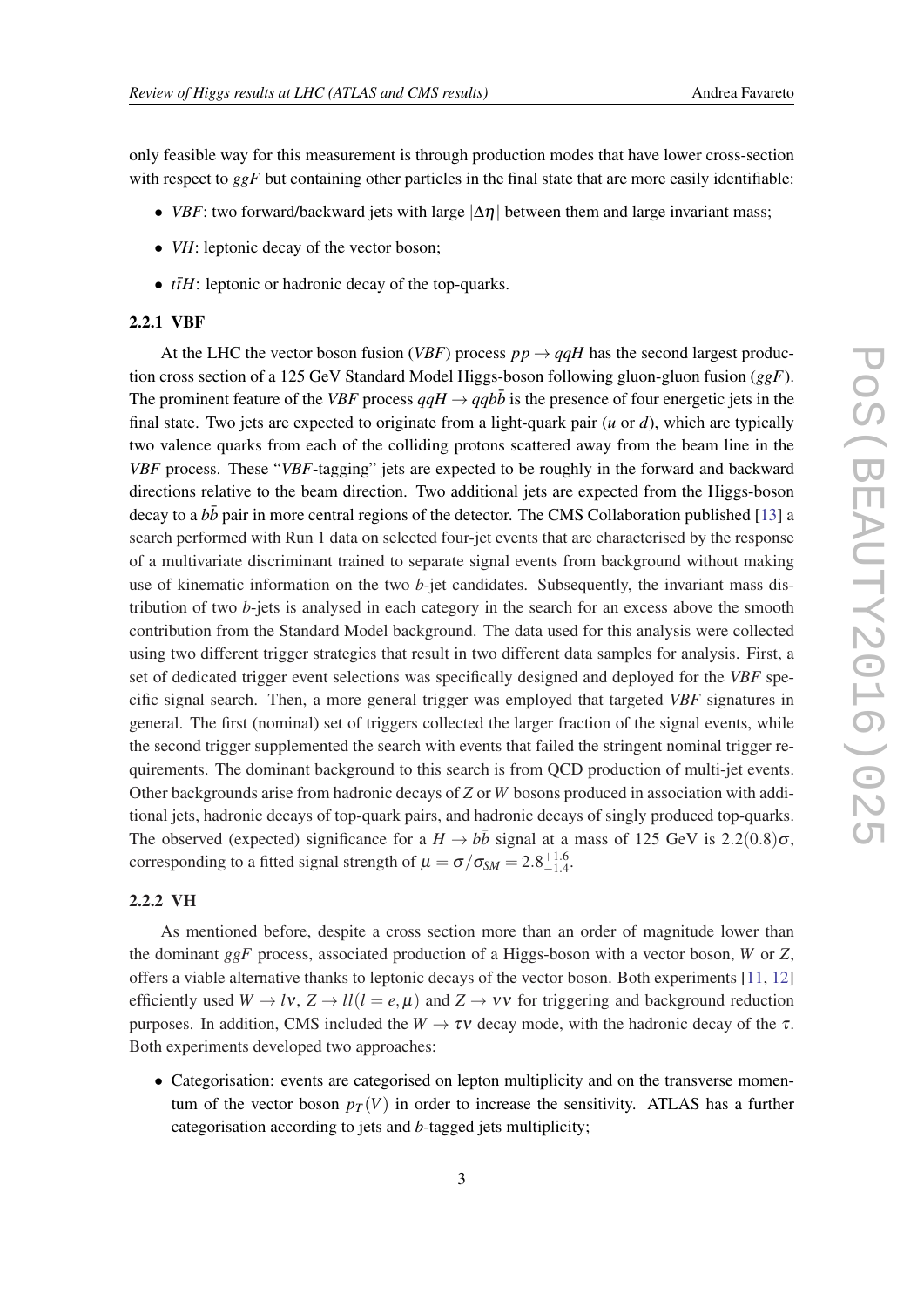only feasible way for this measurement is through production modes that have lower cross-section with respect to *ggF* but containing other particles in the final state that are more easily identifiable:

- *VBF*: two forward/backward jets with large $|\Delta\eta|$ between them and large invariant mass;
- *VH*: leptonic decay of the vector boson;
- $t\bar{t}H$: leptonic or hadronic decay of the top-quarks.

### 2.2.1 VBF

At the LHC the vector boson fusion (*VBF*) process $pp \to qqH$ has the second largest production cross section of a 125 GeV Standard Model Higgs-boson following gluon-gluon fusion (*ggF*). The prominent feature of the *VBF* process $qqH \to qqb\bar{b}$ is the presence of four energetic jets in the final state. Two jets are expected to originate from a light-quark pair ($u$ or $d$), which are typically two valence quarks from each of the colliding protons scattered away from the beam line in the *VBF* process. These "*VBF*-tagging" jets are expected to be roughly in the forward and backward directions relative to the beam direction. Two additional jets are expected from the Higgs-boson decay to a $b\bar{b}$ pair in more central regions of the detector. The CMS Collaboration published [13] a search performed with Run 1 data on selected four-jet events that are characterised by the response of a multivariate discriminant trained to separate signal events from background without making use of kinematic information on the two $b$-jet candidates. Subsequently, the invariant mass distribution of two $b$-jets is analysed in each category in the search for an excess above the smooth contribution from the Standard Model background. The data used for this analysis were collected using two different trigger strategies that result in two different data samples for analysis. First, a set of dedicated trigger event selections was specifically designed and deployed for the *VBF* specific signal search. Then, a more general trigger was employed that targeted *VBF* signatures in general. The first (nominal) set of triggers collected the larger fraction of the signal events, while the second trigger supplemented the search with events that failed the stringent nominal trigger requirements. The dominant background to this search is from QCD production of multi-jet events. Other backgrounds arise from hadronic decays of $Z$ or $W$ bosons produced in association with additional jets, hadronic decays of top-quark pairs, and hadronic decays of singly produced top-quarks. The observed (expected) significance for a $H \to b\bar{b}$ signal at a mass of 125 GeV is $2.2(0.8)\sigma$, corresponding to a fitted signal strength of $\mu = \sigma/\sigma_{SM} = 2.8^{+1.6}_{-1.4}$.

### 2.2.2 VH

As mentioned before, despite a cross section more than an order of magnitude lower than the dominant *ggF* process, associated production of a Higgs-boson with a vector boson, $W$ or $Z$, offers a viable alternative thanks to leptonic decays of the vector boson. Both experiments [11, 12] efficiently used $W \to l\nu$, $Z \to ll (l = e, \mu)$ and $Z \to \nu\nu$ for triggering and background reduction purposes. In addition, CMS included the $W \to \tau\nu$ decay mode, with the hadronic decay of the $\tau$. Both experiments developed two approaches:

- Categorisation: events are categorised on lepton multiplicity and on the transverse momentum of the vector boson $p_T(V)$ in order to increase the sensitivity. ATLAS has a further categorisation according to jets and $b$-tagged jets multiplicity;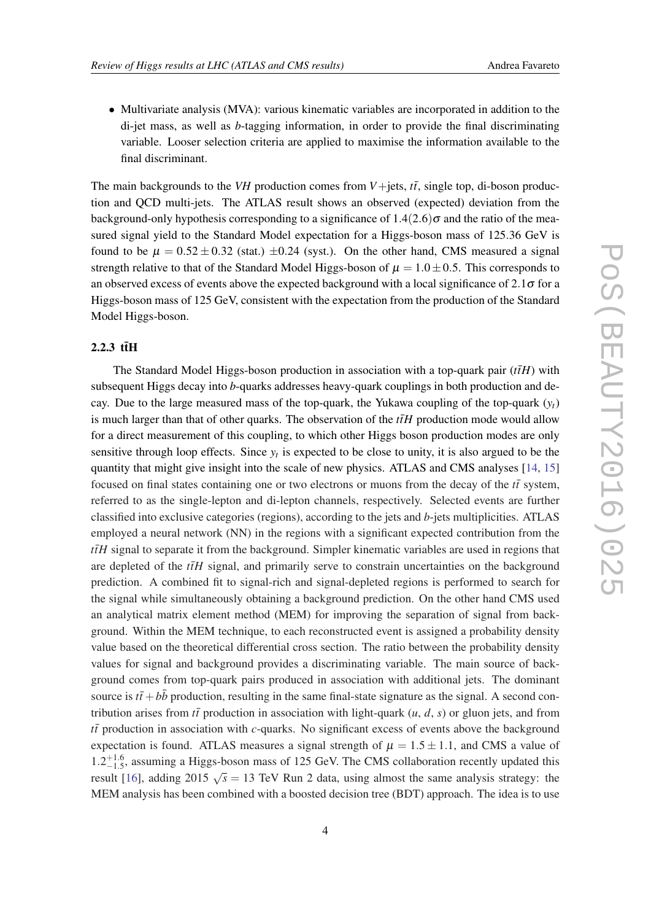- Multivariate analysis (MVA): various kinematic variables are incorporated in addition to the di-jet mass, as well as *b*-tagging information, in order to provide the final discriminating variable. Looser selection criteria are applied to maximise the information available to the final discriminant.

The main backgrounds to the *VH* production comes from $V$+jets, $t\bar{t}$, single top, di-boson production and QCD multi-jets. The ATLAS result shows an observed (expected) deviation from the background-only hypothesis corresponding to a significance of $1.4(2.6)\sigma$ and the ratio of the measured signal yield to the Standard Model expectation for a Higgs-boson mass of 125.36 GeV is found to be $\mu = 0.52 \pm 0.32$ (stat.) $\pm 0.24$ (syst.). On the other hand, CMS measured a signal strength relative to that of the Standard Model Higgs-boson of $\mu = 1.0 \pm 0.5$. This corresponds to an observed excess of events above the expected background with a local significance of $2.1\sigma$ for a Higgs-boson mass of 125 GeV, consistent with the expectation from the production of the Standard Model Higgs-boson.

### 2.2.3 $t\bar{t}$H

The Standard Model Higgs-boson production in association with a top-quark pair ($t\bar{t}H$) with subsequent Higgs decay into *b*-quarks addresses heavy-quark couplings in both production and decay. Due to the large measured mass of the top-quark, the Yukawa coupling of the top-quark ($y_t$) is much larger than that of other quarks. The observation of the $t\bar{t}H$ production mode would allow for a direct measurement of this coupling, to which other Higgs boson production modes are only sensitive through loop effects. Since $y_t$ is expected to be close to unity, it is also argued to be the quantity that might give insight into the scale of new physics. ATLAS and CMS analyses [14, 15] focused on final states containing one or two electrons or muons from the decay of the $t\bar{t}$ system, referred to as the single-lepton and di-lepton channels, respectively. Selected events are further classified into exclusive categories (regions), according to the jets and *b*-jets multiplicities. ATLAS employed a neural network (NN) in the regions with a significant expected contribution from the $t\bar{t}H$ signal to separate it from the background. Simpler kinematic variables are used in regions that are depleted of the $t\bar{t}H$ signal, and primarily serve to constrain uncertainties on the background prediction. A combined fit to signal-rich and signal-depleted regions is performed to search for the signal while simultaneously obtaining a background prediction. On the other hand CMS used an analytical matrix element method (MEM) for improving the separation of signal from background. Within the MEM technique, to each reconstructed event is assigned a probability density value based on the theoretical differential cross section. The ratio between the probability density values for signal and background provides a discriminating variable. The main source of background comes from top-quark pairs produced in association with additional jets. The dominant source is $t\bar{t}+b\bar{b}$ production, resulting in the same final-state signature as the signal. A second contribution arises from $t\bar{t}$ production in association with light-quark ($u$, $d$, $s$) or gluon jets, and from $t\bar{t}$ production in association with $c$-quarks. No significant excess of events above the background expectation is found. ATLAS measures a signal strength of $\mu = 1.5 \pm 1.1$, and CMS a value of $1.2^{+1.6}_{-1.5}$, assuming a Higgs-boson mass of 125 GeV. The CMS collaboration recently updated this result [16], adding 2015 $\sqrt{s} = 13$ TeV Run 2 data, using almost the same analysis strategy: the MEM analysis has been combined with a boosted decision tree (BDT) approach. The idea is to use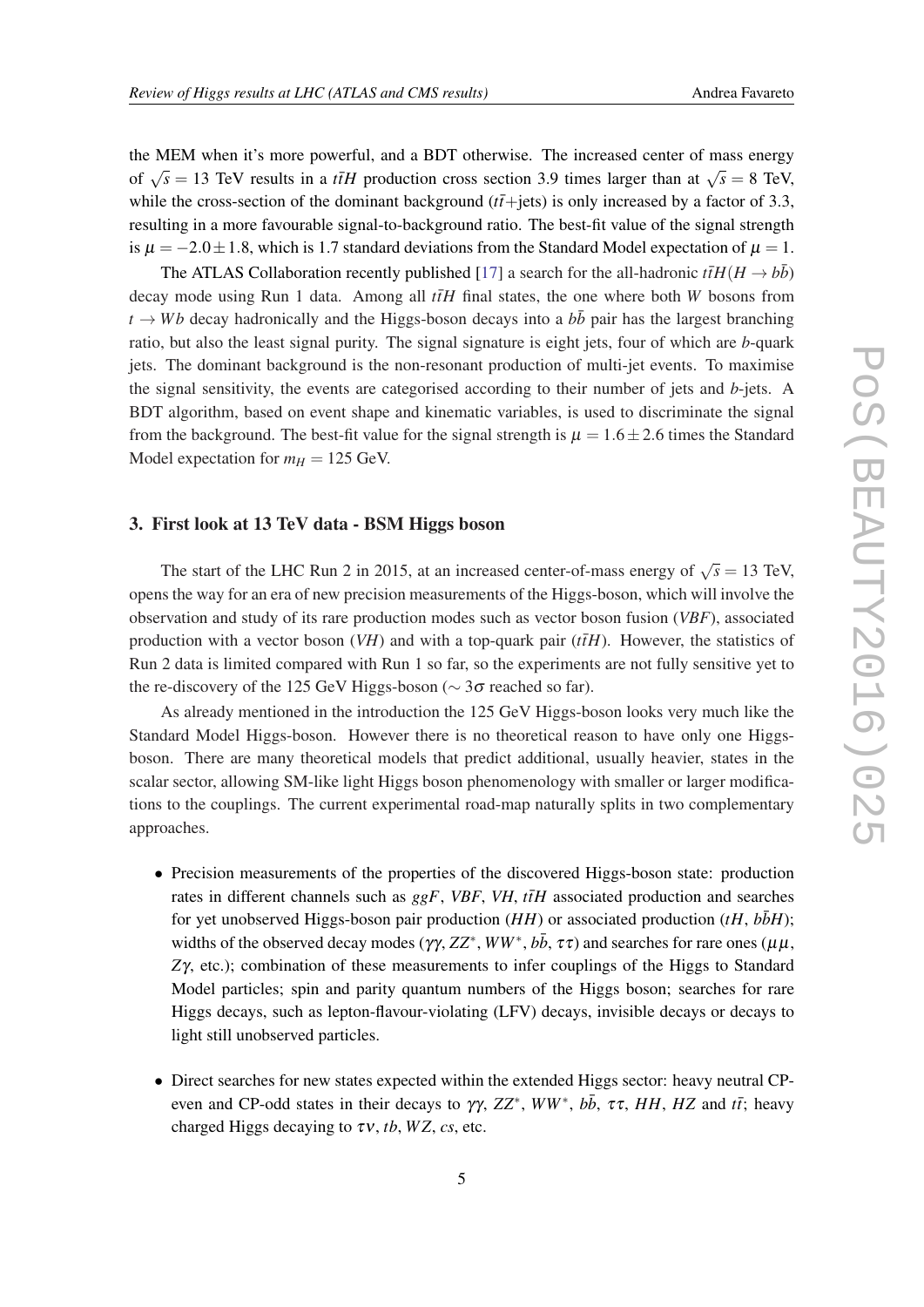the MEM when it's more powerful, and a BDT otherwise. The increased center of mass energy of $\sqrt{s} = 13$ TeV results in a $t\bar{t}H$ production cross section 3.9 times larger than at $\sqrt{s} = 8$ TeV, while the cross-section of the dominant background ($t\bar{t}$+jets) is only increased by a factor of 3.3, resulting in a more favourable signal-to-background ratio. The best-fit value of the signal strength is $\mu = -2.0 \pm 1.8$, which is 1.7 standard deviations from the Standard Model expectation of $\mu = 1$.

The ATLAS Collaboration recently published [17] a search for the all-hadronic $t\bar{t}H(H \to b\bar{b})$ decay mode using Run 1 data. Among all $t\bar{t}H$ final states, the one where both $W$ bosons from $t \to Wb$ decay hadronically and the Higgs-boson decays into a $b\bar{b}$ pair has the largest branching ratio, but also the least signal purity. The signal signature is eight jets, four of which are $b$-quark jets. The dominant background is the non-resonant production of multi-jet events. To maximise the signal sensitivity, the events are categorised according to their number of jets and $b$-jets. A BDT algorithm, based on event shape and kinematic variables, is used to discriminate the signal from the background. The best-fit value for the signal strength is $\mu = 1.6 \pm 2.6$ times the Standard Model expectation for $m_H = 125$ GeV.

## 3. First look at 13 TeV data - BSM Higgs boson

The start of the LHC Run 2 in 2015, at an increased center-of-mass energy of $\sqrt{s} = 13$ TeV, opens the way for an era of new precision measurements of the Higgs-boson, which will involve the observation and study of its rare production modes such as vector boson fusion (*VBF*), associated production with a vector boson (*VH*) and with a top-quark pair ($t\bar{t}H$). However, the statistics of Run 2 data is limited compared with Run 1 so far, so the experiments are not fully sensitive yet to the re-discovery of the 125 GeV Higgs-boson ($\sim 3\sigma$ reached so far).

As already mentioned in the introduction the 125 GeV Higgs-boson looks very much like the Standard Model Higgs-boson. However there is no theoretical reason to have only one Higgs-boson. There are many theoretical models that predict additional, usually heavier, states in the scalar sector, allowing SM-like light Higgs boson phenomenology with smaller or larger modifications to the couplings. The current experimental road-map naturally splits in two complementary approaches.

- Precision measurements of the properties of the discovered Higgs-boson state: production rates in different channels such as $ggF$, $VBF$, $VH$, $t\bar{t}H$ associated production and searches for yet unobserved Higgs-boson pair production ($HH$) or associated production ($tH$, $b\bar{b}H$); widths of the observed decay modes ($\gamma\gamma$, $ZZ^*$, $WW^*$, $b\bar{b}$, $\tau\tau$) and searches for rare ones ($\mu\mu$, $Z\gamma$, etc.); combination of these measurements to infer couplings of the Higgs to Standard Model particles; spin and parity quantum numbers of the Higgs boson; searches for rare Higgs decays, such as lepton-flavour-violating (LFV) decays, invisible decays or decays to light still unobserved particles.

- Direct searches for new states expected within the extended Higgs sector: heavy neutral CP-even and CP-odd states in their decays to $\gamma\gamma$, $ZZ^*$, $WW^*$, $b\bar{b}$, $\tau\tau$, $HH$, $HZ$ and $t\bar{t}$; heavy charged Higgs decaying to $\tau\nu$, $tb$, $WZ$, $cs$, etc.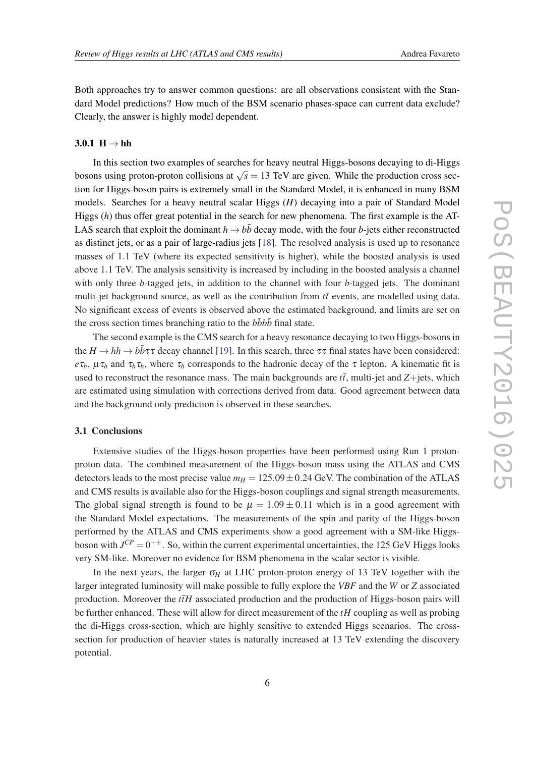Both approaches try to answer common questions: are all observations consistent with the Standard Model predictions? How much of the BSM scenario phases-space can current data exclude? Clearly, the answer is highly model dependent.

#### 3.0.1 H $\rightarrow$ hh

In this section two examples of searches for heavy neutral Higgs-bosons decaying to di-Higgs bosons using proton-proton collisions at $\sqrt{s} = 13$ TeV are given. While the production cross section for Higgs-boson pairs is extremely small in the Standard Model, it is enhanced in many BSM models. Searches for a heavy neutral scalar Higgs ($H$) decaying into a pair of Standard Model Higgs ($h$) thus offer great potential in the search for new phenomena. The first example is the ATLAS search that exploit the dominant $h \rightarrow b\bar{b}$ decay mode, with the four $b$-jets either reconstructed as distinct jets, or as a pair of large-radius jets [18]. The resolved analysis is used up to resonance masses of 1.1 TeV (where its expected sensitivity is higher), while the boosted analysis is used above 1.1 TeV. The analysis sensitivity is increased by including in the boosted analysis a channel with only three $b$-tagged jets, in addition to the channel with four $b$-tagged jets. The dominant multi-jet background source, as well as the contribution from $t\bar{t}$ events, are modelled using data. No significant excess of events is observed above the estimated background, and limits are set on the cross section times branching ratio to the $b\bar{b}b\bar{b}$ final state.

The second example is the CMS search for a heavy resonance decaying to two Higgs-bosons in the $H \rightarrow hh \rightarrow b\bar{b}\tau\tau$ decay channel [19]. In this search, three $\tau\tau$ final states have been considered: $e\tau_h$, $\mu\tau_h$ and $\tau_h\tau_h$, where $\tau_h$ corresponds to the hadronic decay of the $\tau$ lepton. A kinematic fit is used to reconstruct the resonance mass. The main backgrounds are $t\bar{t}$, multi-jet and $Z$+jets, which are estimated using simulation with corrections derived from data. Good agreement between data and the background only prediction is observed in these searches.

### 3.1 Conclusions

Extensive studies of the Higgs-boson properties have been performed using Run 1 proton-proton data. The combined measurement of the Higgs-boson mass using the ATLAS and CMS detectors leads to the most precise value $m_H = 125.09 \pm 0.24$ GeV. The combination of the ATLAS and CMS results is available also for the Higgs-boson couplings and signal strength measurements. The global signal strength is found to be $\mu = 1.09 \pm 0.11$ which is in a good agreement with the Standard Model expectations. The measurements of the spin and parity of the Higgs-boson performed by the ATLAS and CMS experiments show a good agreement with a SM-like Higgs-boson with $J^{CP} = 0^{++}$. So, within the current experimental uncertainties, the 125 GeV Higgs looks very SM-like. Moreover no evidence for BSM phenomena in the scalar sector is visible.

In the next years, the larger $\sigma_H$ at LHC proton-proton energy of 13 TeV together with the larger integrated luminosity will make possible to fully explore the *VBF* and the *W* or *Z* associated production. Moreover the $t\bar{t}H$ associated production and the production of Higgs-boson pairs will be further enhanced. These will allow for direct measurement of the $tH$ coupling as well as probing the di-Higgs cross-section, which are highly sensitive to extended Higgs scenarios. The cross-section for production of heavier states is naturally increased at 13 TeV extending the discovery potential.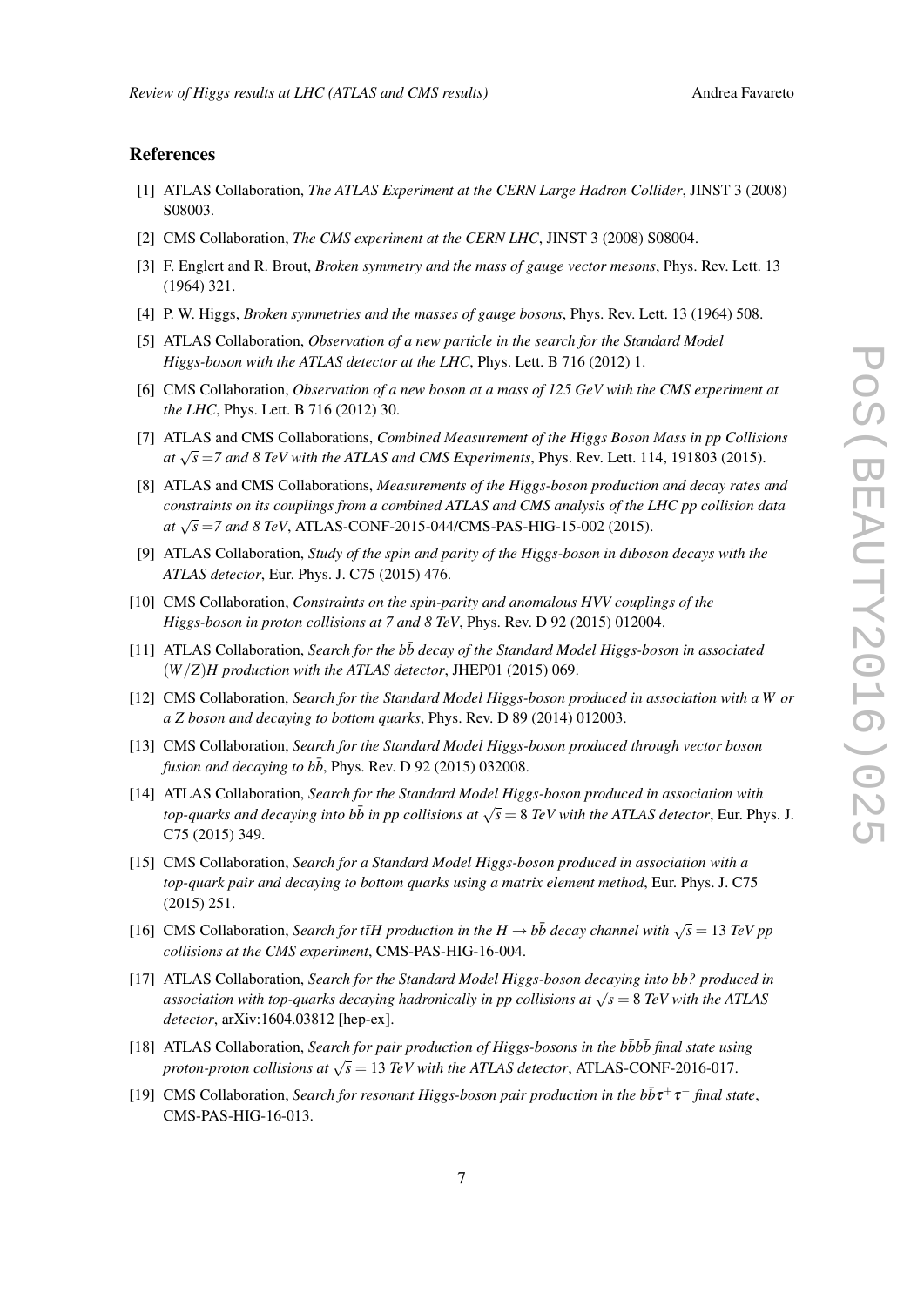## References

[1] ATLAS Collaboration, *The ATLAS Experiment at the CERN Large Hadron Collider*, JINST 3 (2008) S08003.

[2] CMS Collaboration, *The CMS experiment at the CERN LHC*, JINST 3 (2008) S08004.

[3] F. Englert and R. Brout, *Broken symmetry and the mass of gauge vector mesons*, Phys. Rev. Lett. 13 (1964) 321.

[4] P. W. Higgs, *Broken symmetries and the masses of gauge bosons*, Phys. Rev. Lett. 13 (1964) 508.

[5] ATLAS Collaboration, *Observation of a new particle in the search for the Standard Model Higgs-boson with the ATLAS detector at the LHC*, Phys. Lett. B 716 (2012) 1.

[6] CMS Collaboration, *Observation of a new boson at a mass of 125 GeV with the CMS experiment at the LHC*, Phys. Lett. B 716 (2012) 30.

[7] ATLAS and CMS Collaborations, *Combined Measurement of the Higgs Boson Mass in pp Collisions at $\sqrt{s}$ =7 and 8 TeV with the ATLAS and CMS Experiments*, Phys. Rev. Lett. 114, 191803 (2015).

[8] ATLAS and CMS Collaborations, *Measurements of the Higgs-boson production and decay rates and constraints on its couplings from a combined ATLAS and CMS analysis of the LHC pp collision data at $\sqrt{s}$ =7 and 8 TeV*, ATLAS-CONF-2015-044/CMS-PAS-HIG-15-002 (2015).

[9] ATLAS Collaboration, *Study of the spin and parity of the Higgs-boson in diboson decays with the ATLAS detector*, Eur. Phys. J. C75 (2015) 476.

[10] CMS Collaboration, *Constraints on the spin-parity and anomalous HVV couplings of the Higgs-boson in proton collisions at 7 and 8 TeV*, Phys. Rev. D 92 (2015) 012004.

[11] ATLAS Collaboration, *Search for the $b\bar{b}$ decay of the Standard Model Higgs-boson in associated $(W/Z)H$ production with the ATLAS detector*, JHEP01 (2015) 069.

[12] CMS Collaboration, *Search for the Standard Model Higgs-boson produced in association with a W or a Z boson and decaying to bottom quarks*, Phys. Rev. D 89 (2014) 012003.

[13] CMS Collaboration, *Search for the Standard Model Higgs-boson produced through vector boson fusion and decaying to $b\bar{b}$*, Phys. Rev. D 92 (2015) 032008.

[14] ATLAS Collaboration, *Search for the Standard Model Higgs-boson produced in association with top-quarks and decaying into $b\bar{b}$ in pp collisions at $\sqrt{s} = 8$ TeV with the ATLAS detector*, Eur. Phys. J. C75 (2015) 349.

[15] CMS Collaboration, *Search for a Standard Model Higgs-boson produced in association with a top-quark pair and decaying to bottom quarks using a matrix element method*, Eur. Phys. J. C75 (2015) 251.

[16] CMS Collaboration, *Search for $t\bar{t}H$ production in the $H \to b\bar{b}$ decay channel with $\sqrt{s} = 13$ TeV pp collisions at the CMS experiment*, CMS-PAS-HIG-16-004.

[17] ATLAS Collaboration, *Search for the Standard Model Higgs-boson decaying into bb? produced in association with top-quarks decaying hadronically in pp collisions at $\sqrt{s} = 8$ TeV with the ATLAS detector*, arXiv:1604.03812 [hep-ex].

[18] ATLAS Collaboration, *Search for pair production of Higgs-bosons in the $b\bar{b}b\bar{b}$ final state using proton-proton collisions at $\sqrt{s} = 13$ TeV with the ATLAS detector*, ATLAS-CONF-2016-017.

[19] CMS Collaboration, *Search for resonant Higgs-boson pair production in the $b\bar{b}\tau^+\tau^-$ final state*, CMS-PAS-HIG-16-013.